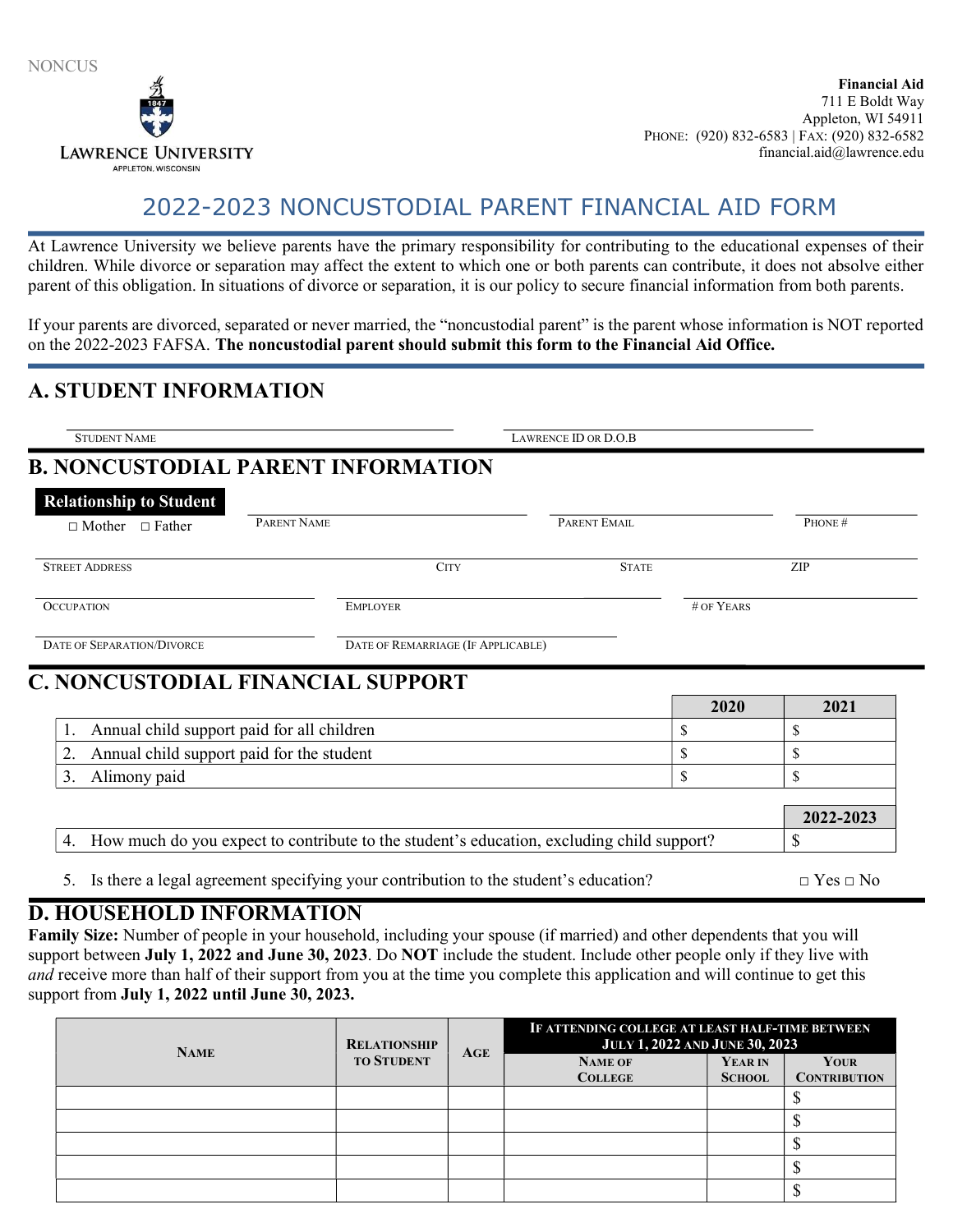NONCUS

LAWRENCE UNIVERSITY
APPLETON, WISCONSIN

**Financial Aid**
711 E Boldt Way
Appleton, WI 54911
PHONE: (920) 832-6583 | FAX: (920) 832-6582
financial.aid@lawrence.edu

# 2022-2023 NONCUSTODIAL PARENT FINANCIAL AID FORM

At Lawrence University we believe parents have the primary responsibility for contributing to the educational expenses of their children. While divorce or separation may affect the extent to which one or both parents can contribute, it does not absolve either parent of this obligation. In situations of divorce or separation, it is our policy to secure financial information from both parents.

If your parents are divorced, separated or never married, the "noncustodial parent" is the parent whose information is NOT reported on the 2022-2023 FAFSA. **The noncustodial parent should submit this form to the Financial Aid Office.**

## A. STUDENT INFORMATION

STUDENT NAME ______________________ LAWRENCE ID OR D.O.B ______________________

## B. NONCUSTODIAL PARENT INFORMATION

**Relationship to Student**
☐ Mother ☐ Father

PARENT NAME ______________________ PARENT EMAIL ______________________ PHONE # ______________________

STREET ADDRESS ______________________ CITY ______________________ STATE ______ ZIP ______

OCCUPATION ______________________ EMPLOYER ______________________ # OF YEARS ______

DATE OF SEPARATION/DIVORCE ______________________ DATE OF REMARRIAGE (IF APPLICABLE) ______________________

## C. NONCUSTODIAL FINANCIAL SUPPORT

| | 2020 | 2021 |
|---|---|---|
| 1. Annual child support paid for all children | $ | $ |
| 2. Annual child support paid for the student | $ | $ |
| 3. Alimony paid | $ | $ |

| | 2022-2023 |
|---|---|
| 4. How much do you expect to contribute to the student's education, excluding child support? | $ |

5. Is there a legal agreement specifying your contribution to the student's education? ☐ Yes ☐ No

## D. HOUSEHOLD INFORMATION

**Family Size:** Number of people in your household, including your spouse (if married) and other dependents that you will support between **July 1, 2022 and June 30, 2023**. Do **NOT** include the student. Include other people only if they live with *and* receive more than half of their support from you at the time you complete this application and will continue to get this support from **July 1, 2022 until June 30, 2023.**

| Name | Relationship to Student | Age | If attending college at least half-time between July 1, 2022 and June 30, 2023 | | |
|---|---|---|---|---|---|
| | | | Name of College | Year in School | Your Contribution |
| | | | | | $ |
| | | | | | $ |
| | | | | | $ |
| | | | | | $ |
| | | | | | $ |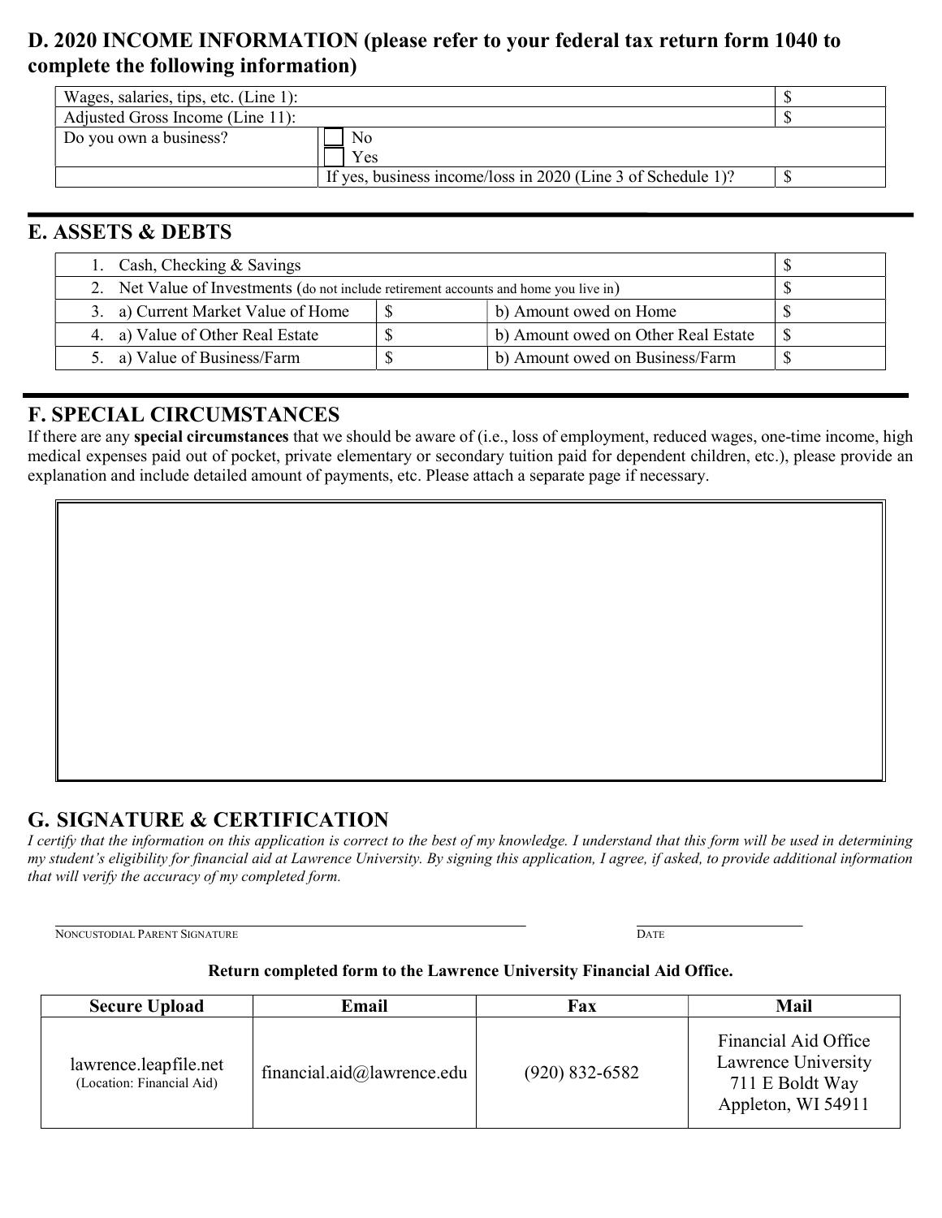## D. 2020 INCOME INFORMATION (please refer to your federal tax return form 1040 to complete the following information)

| | | |
|---|---|---|
| Wages, salaries, tips, etc. (Line 1): | | $ |
| Adjusted Gross Income (Line 11): | | $ |
| Do you own a business? | ☐ No<br>☐ Yes | |
| | If yes, business income/loss in 2020 (Line 3 of Schedule 1)? | $ |

## E. ASSETS & DEBTS

| | | | |
|---|---|---|---|
| 1. Cash, Checking & Savings | | | $ |
| 2. Net Value of Investments (do not include retirement accounts and home you live in) | | | $ |
| 3. a) Current Market Value of Home | $ | b) Amount owed on Home | $ |
| 4. a) Value of Other Real Estate | $ | b) Amount owed on Other Real Estate | $ |
| 5. a) Value of Business/Farm | $ | b) Amount owed on Business/Farm | $ |

## F. SPECIAL CIRCUMSTANCES

If there are any **special circumstances** that we should be aware of (i.e., loss of employment, reduced wages, one-time income, high medical expenses paid out of pocket, private elementary or secondary tuition paid for dependent children, etc.), please provide an explanation and include detailed amount of payments, etc. Please attach a separate page if necessary.

## G. SIGNATURE & CERTIFICATION

*I certify that the information on this application is correct to the best of my knowledge. I understand that this form will be used in determining my student's eligibility for financial aid at Lawrence University. By signing this application, I agree, if asked, to provide additional information that will verify the accuracy of my completed form.*

NONCUSTODIAL PARENT SIGNATURE _______________________ DATE ___________

**Return completed form to the Lawrence University Financial Aid Office.**

| Secure Upload | Email | Fax | Mail |
|---|---|---|---|
| lawrence.leapfile.net<br>(Location: Financial Aid) | financial.aid@lawrence.edu | (920) 832-6582 | Financial Aid Office<br>Lawrence University<br>711 E Boldt Way<br>Appleton, WI 54911 |